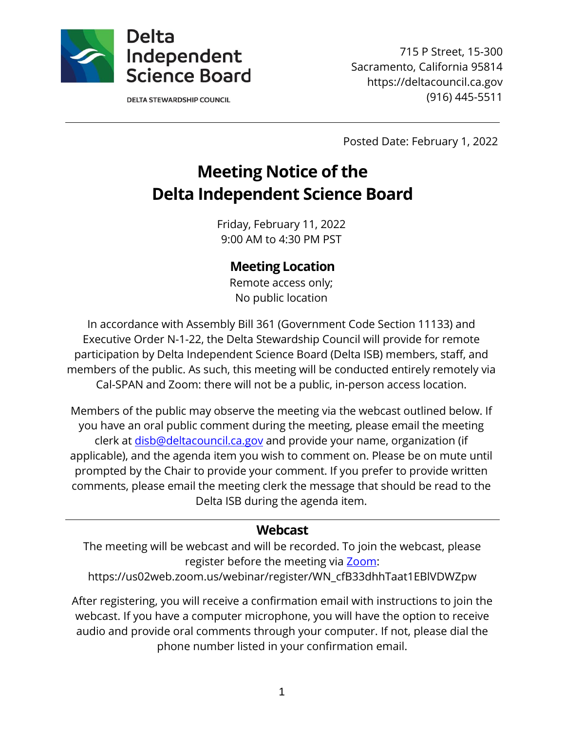Delta Independent Science Board

DELTA STEWARDSHIP COUNCIL

715 P Street, 15-300
Sacramento, California 95814
https://deltacouncil.ca.gov
(916) 445-5511

---

Posted Date: February 1, 2022

# Meeting Notice of the Delta Independent Science Board

Friday, February 11, 2022
9:00 AM to 4:30 PM PST

## Meeting Location

Remote access only;
No public location

In accordance with Assembly Bill 361 (Government Code Section 11133) and Executive Order N-1-22, the Delta Stewardship Council will provide for remote participation by Delta Independent Science Board (Delta ISB) members, staff, and members of the public. As such, this meeting will be conducted entirely remotely via Cal-SPAN and Zoom: there will not be a public, in-person access location.

Members of the public may observe the meeting via the webcast outlined below. If you have an oral public comment during the meeting, please email the meeting clerk at [disb@deltacouncil.ca.gov](mailto:disb@deltacouncil.ca.gov) and provide your name, organization (if applicable), and the agenda item you wish to comment on. Please be on mute until prompted by the Chair to provide your comment. If you prefer to provide written comments, please email the meeting clerk the message that should be read to the Delta ISB during the agenda item.

---

## Webcast

The meeting will be webcast and will be recorded. To join the webcast, please register before the meeting via Zoom:
https://us02web.zoom.us/webinar/register/WN_cfB33dhhTaat1EBlVDWZpw

After registering, you will receive a confirmation email with instructions to join the webcast. If you have a computer microphone, you will have the option to receive audio and provide oral comments through your computer. If not, please dial the phone number listed in your confirmation email.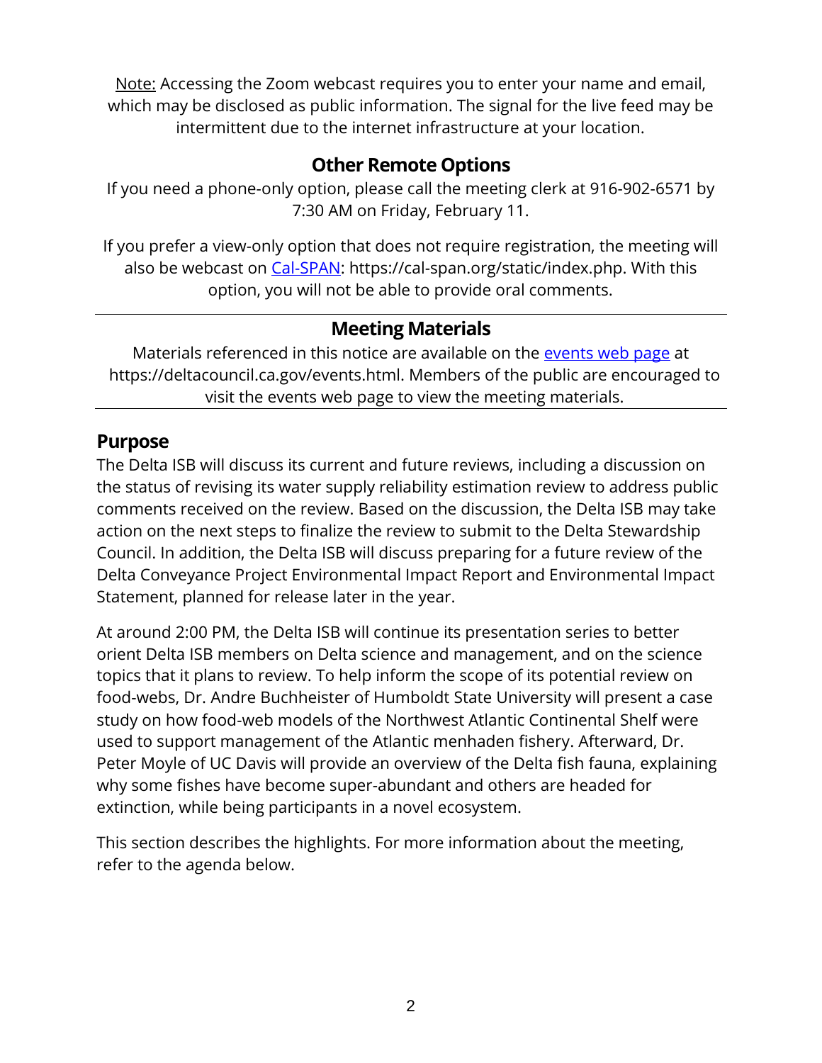Note: Accessing the Zoom webcast requires you to enter your name and email, which may be disclosed as public information. The signal for the live feed may be intermittent due to the internet infrastructure at your location.

## Other Remote Options

If you need a phone-only option, please call the meeting clerk at 916-902-6571 by 7:30 AM on Friday, February 11.

If you prefer a view-only option that does not require registration, the meeting will also be webcast on Cal-SPAN: https://cal-span.org/static/index.php. With this option, you will not be able to provide oral comments.

---

## Meeting Materials

Materials referenced in this notice are available on the events web page at https://deltacouncil.ca.gov/events.html. Members of the public are encouraged to visit the events web page to view the meeting materials.

---

## Purpose

The Delta ISB will discuss its current and future reviews, including a discussion on the status of revising its water supply reliability estimation review to address public comments received on the review. Based on the discussion, the Delta ISB may take action on the next steps to finalize the review to submit to the Delta Stewardship Council. In addition, the Delta ISB will discuss preparing for a future review of the Delta Conveyance Project Environmental Impact Report and Environmental Impact Statement, planned for release later in the year.

At around 2:00 PM, the Delta ISB will continue its presentation series to better orient Delta ISB members on Delta science and management, and on the science topics that it plans to review. To help inform the scope of its potential review on food-webs, Dr. Andre Buchheister of Humboldt State University will present a case study on how food-web models of the Northwest Atlantic Continental Shelf were used to support management of the Atlantic menhaden fishery. Afterward, Dr. Peter Moyle of UC Davis will provide an overview of the Delta fish fauna, explaining why some fishes have become super-abundant and others are headed for extinction, while being participants in a novel ecosystem.

This section describes the highlights. For more information about the meeting, refer to the agenda below.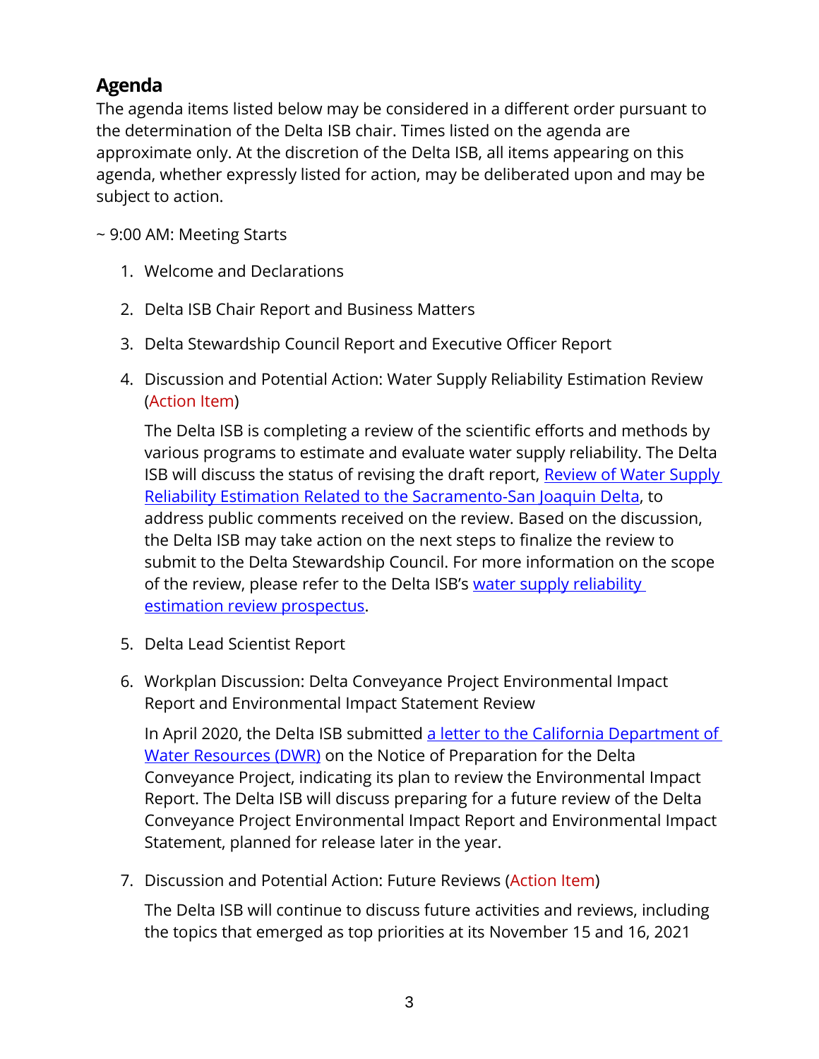## Agenda

The agenda items listed below may be considered in a different order pursuant to the determination of the Delta ISB chair. Times listed on the agenda are approximate only. At the discretion of the Delta ISB, all items appearing on this agenda, whether expressly listed for action, may be deliberated upon and may be subject to action.

~ 9:00 AM: Meeting Starts

1. Welcome and Declarations

2. Delta ISB Chair Report and Business Matters

3. Delta Stewardship Council Report and Executive Officer Report

4. Discussion and Potential Action: Water Supply Reliability Estimation Review (Action Item)

   The Delta ISB is completing a review of the scientific efforts and methods by various programs to estimate and evaluate water supply reliability. The Delta ISB will discuss the status of revising the draft report, Review of Water Supply Reliability Estimation Related to the Sacramento-San Joaquin Delta, to address public comments received on the review. Based on the discussion, the Delta ISB may take action on the next steps to finalize the review to submit to the Delta Stewardship Council. For more information on the scope of the review, please refer to the Delta ISB's water supply reliability estimation review prospectus.

5. Delta Lead Scientist Report

6. Workplan Discussion: Delta Conveyance Project Environmental Impact Report and Environmental Impact Statement Review

   In April 2020, the Delta ISB submitted a letter to the California Department of Water Resources (DWR) on the Notice of Preparation for the Delta Conveyance Project, indicating its plan to review the Environmental Impact Report. The Delta ISB will discuss preparing for a future review of the Delta Conveyance Project Environmental Impact Report and Environmental Impact Statement, planned for release later in the year.

7. Discussion and Potential Action: Future Reviews (Action Item)

   The Delta ISB will continue to discuss future activities and reviews, including the topics that emerged as top priorities at its November 15 and 16, 2021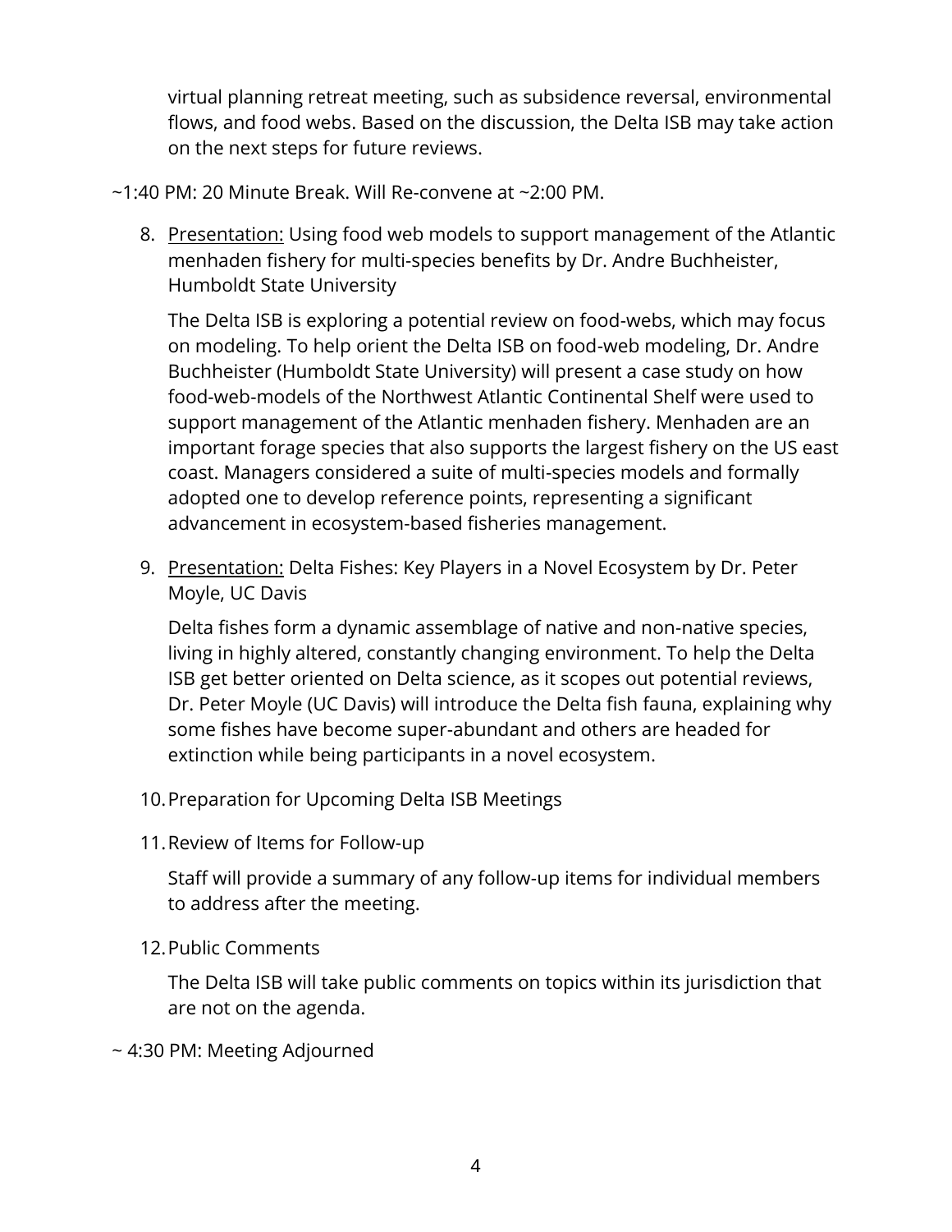virtual planning retreat meeting, such as subsidence reversal, environmental flows, and food webs. Based on the discussion, the Delta ISB may take action on the next steps for future reviews.

~1:40 PM: 20 Minute Break. Will Re-convene at ~2:00 PM.

8. Presentation: Using food web models to support management of the Atlantic menhaden fishery for multi-species benefits by Dr. Andre Buchheister, Humboldt State University

   The Delta ISB is exploring a potential review on food-webs, which may focus on modeling. To help orient the Delta ISB on food-web modeling, Dr. Andre Buchheister (Humboldt State University) will present a case study on how food-web-models of the Northwest Atlantic Continental Shelf were used to support management of the Atlantic menhaden fishery. Menhaden are an important forage species that also supports the largest fishery on the US east coast. Managers considered a suite of multi-species models and formally adopted one to develop reference points, representing a significant advancement in ecosystem-based fisheries management.

9. Presentation: Delta Fishes: Key Players in a Novel Ecosystem by Dr. Peter Moyle, UC Davis

   Delta fishes form a dynamic assemblage of native and non-native species, living in highly altered, constantly changing environment. To help the Delta ISB get better oriented on Delta science, as it scopes out potential reviews, Dr. Peter Moyle (UC Davis) will introduce the Delta fish fauna, explaining why some fishes have become super-abundant and others are headed for extinction while being participants in a novel ecosystem.

10. Preparation for Upcoming Delta ISB Meetings

11. Review of Items for Follow-up

    Staff will provide a summary of any follow-up items for individual members to address after the meeting.

12. Public Comments

    The Delta ISB will take public comments on topics within its jurisdiction that are not on the agenda.

~ 4:30 PM: Meeting Adjourned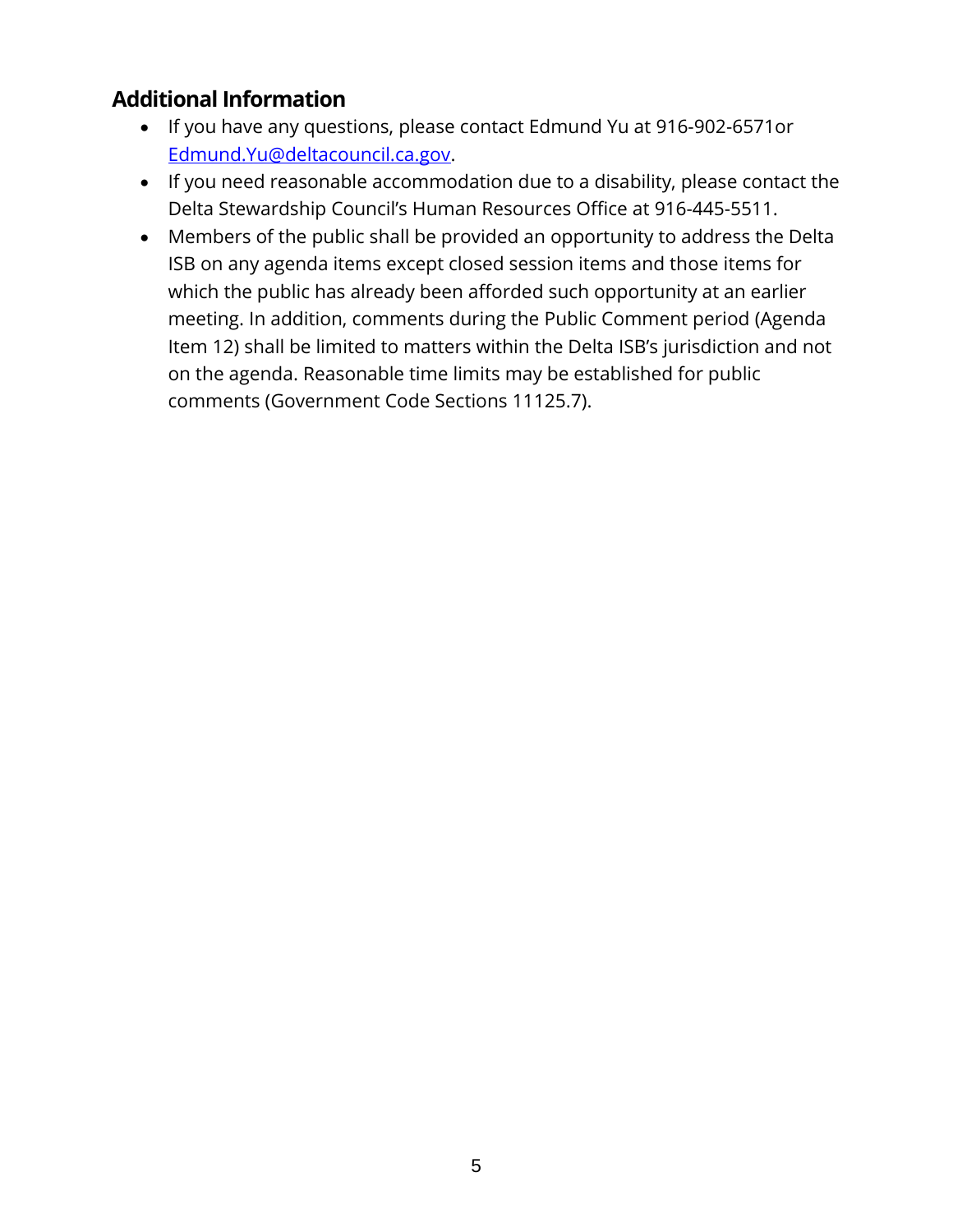## Additional Information

- If you have any questions, please contact Edmund Yu at 916-902-6571or Edmund.Yu@deltacouncil.ca.gov.
- If you need reasonable accommodation due to a disability, please contact the Delta Stewardship Council's Human Resources Office at 916-445-5511.
- Members of the public shall be provided an opportunity to address the Delta ISB on any agenda items except closed session items and those items for which the public has already been afforded such opportunity at an earlier meeting. In addition, comments during the Public Comment period (Agenda Item 12) shall be limited to matters within the Delta ISB's jurisdiction and not on the agenda. Reasonable time limits may be established for public comments (Government Code Sections 11125.7).